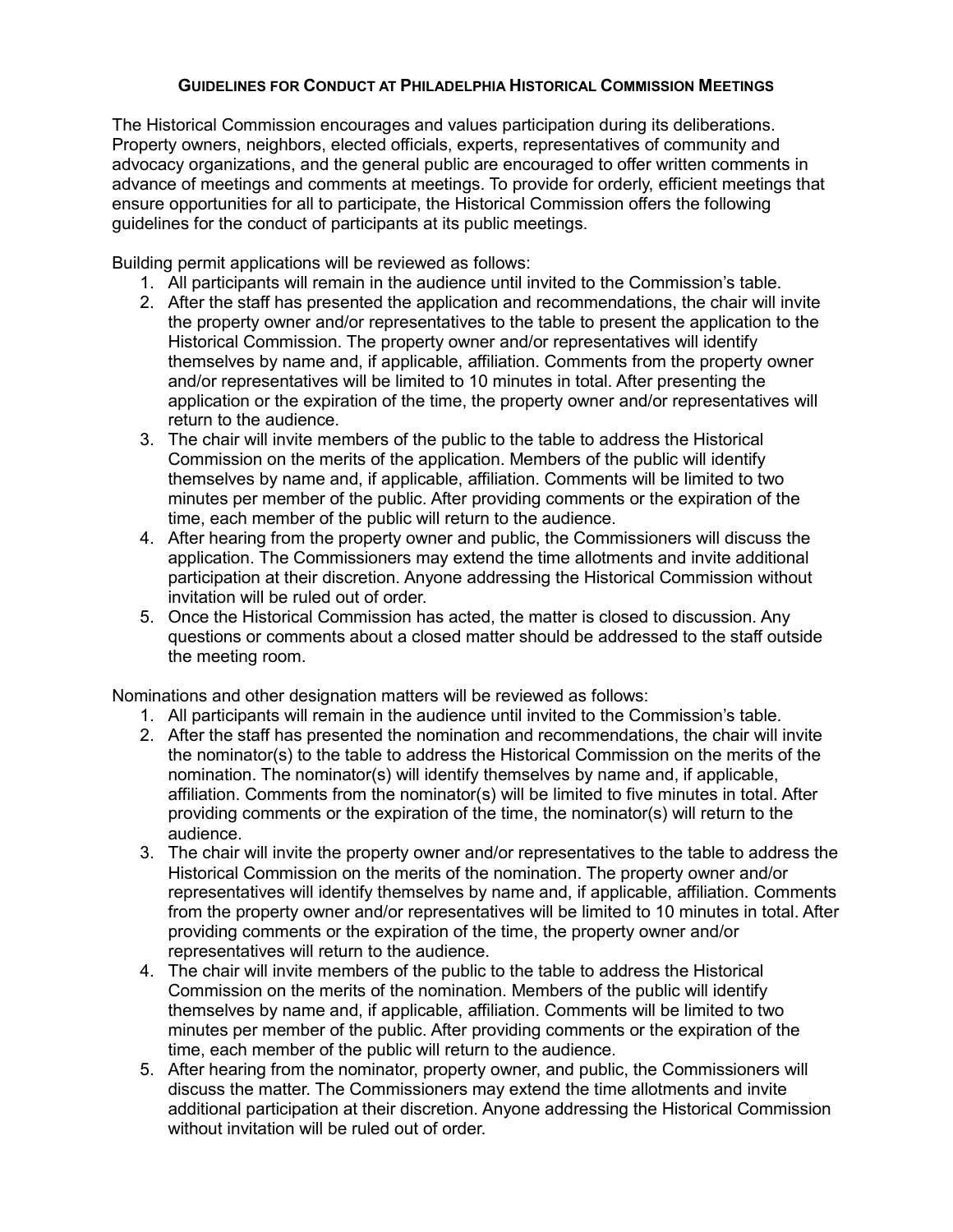# GUIDELINES FOR CONDUCT AT PHILADELPHIA HISTORICAL COMMISSION MEETINGS

The Historical Commission encourages and values participation during its deliberations. Property owners, neighbors, elected officials, experts, representatives of community and advocacy organizations, and the general public are encouraged to offer written comments in advance of meetings and comments at meetings. To provide for orderly, efficient meetings that ensure opportunities for all to participate, the Historical Commission offers the following guidelines for the conduct of participants at its public meetings.

Building permit applications will be reviewed as follows:

1. All participants will remain in the audience until invited to the Commission's table.
2. After the staff has presented the application and recommendations, the chair will invite the property owner and/or representatives to the table to present the application to the Historical Commission. The property owner and/or representatives will identify themselves by name and, if applicable, affiliation. Comments from the property owner and/or representatives will be limited to 10 minutes in total. After presenting the application or the expiration of the time, the property owner and/or representatives will return to the audience.
3. The chair will invite members of the public to the table to address the Historical Commission on the merits of the application. Members of the public will identify themselves by name and, if applicable, affiliation. Comments will be limited to two minutes per member of the public. After providing comments or the expiration of the time, each member of the public will return to the audience.
4. After hearing from the property owner and public, the Commissioners will discuss the application. The Commissioners may extend the time allotments and invite additional participation at their discretion. Anyone addressing the Historical Commission without invitation will be ruled out of order.
5. Once the Historical Commission has acted, the matter is closed to discussion. Any questions or comments about a closed matter should be addressed to the staff outside the meeting room.

Nominations and other designation matters will be reviewed as follows:

1. All participants will remain in the audience until invited to the Commission's table.
2. After the staff has presented the nomination and recommendations, the chair will invite the nominator(s) to the table to address the Historical Commission on the merits of the nomination. The nominator(s) will identify themselves by name and, if applicable, affiliation. Comments from the nominator(s) will be limited to five minutes in total. After providing comments or the expiration of the time, the nominator(s) will return to the audience.
3. The chair will invite the property owner and/or representatives to the table to address the Historical Commission on the merits of the nomination. The property owner and/or representatives will identify themselves by name and, if applicable, affiliation. Comments from the property owner and/or representatives will be limited to 10 minutes in total. After providing comments or the expiration of the time, the property owner and/or representatives will return to the audience.
4. The chair will invite members of the public to the table to address the Historical Commission on the merits of the nomination. Members of the public will identify themselves by name and, if applicable, affiliation. Comments will be limited to two minutes per member of the public. After providing comments or the expiration of the time, each member of the public will return to the audience.
5. After hearing from the nominator, property owner, and public, the Commissioners will discuss the matter. The Commissioners may extend the time allotments and invite additional participation at their discretion. Anyone addressing the Historical Commission without invitation will be ruled out of order.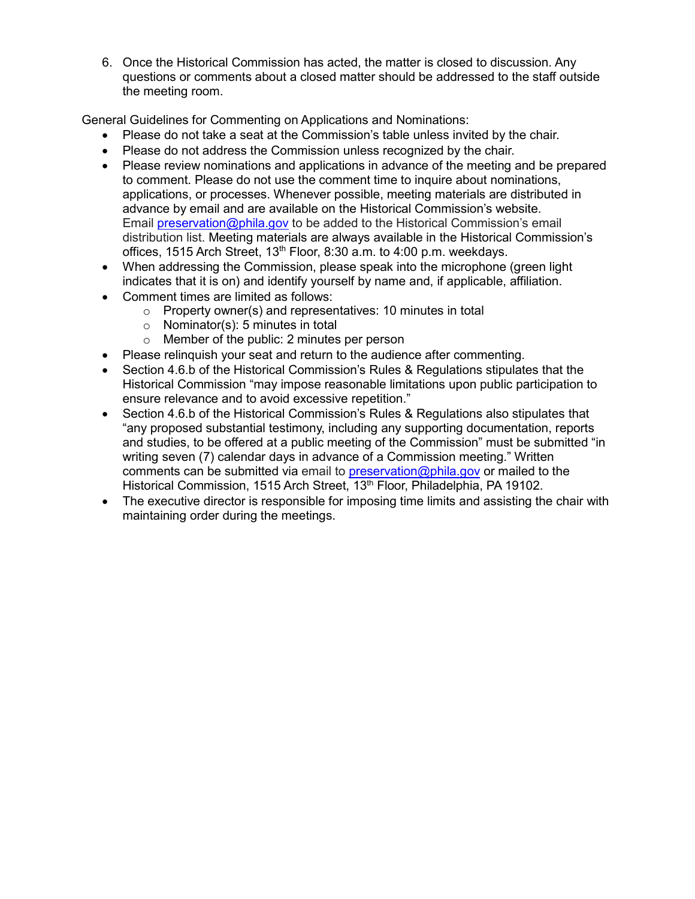6. Once the Historical Commission has acted, the matter is closed to discussion. Any questions or comments about a closed matter should be addressed to the staff outside the meeting room.

General Guidelines for Commenting on Applications and Nominations:

- Please do not take a seat at the Commission's table unless invited by the chair.
- Please do not address the Commission unless recognized by the chair.
- Please review nominations and applications in advance of the meeting and be prepared to comment. Please do not use the comment time to inquire about nominations, applications, or processes. Whenever possible, meeting materials are distributed in advance by email and are available on the Historical Commission's website. Email preservation@phila.gov to be added to the Historical Commission's email distribution list. Meeting materials are always available in the Historical Commission's offices, 1515 Arch Street, 13th Floor, 8:30 a.m. to 4:00 p.m. weekdays.
- When addressing the Commission, please speak into the microphone (green light indicates that it is on) and identify yourself by name and, if applicable, affiliation.
- Comment times are limited as follows:
    - Property owner(s) and representatives: 10 minutes in total
    - Nominator(s): 5 minutes in total
    - Member of the public: 2 minutes per person
- Please relinquish your seat and return to the audience after commenting.
- Section 4.6.b of the Historical Commission's Rules & Regulations stipulates that the Historical Commission "may impose reasonable limitations upon public participation to ensure relevance and to avoid excessive repetition."
- Section 4.6.b of the Historical Commission's Rules & Regulations also stipulates that "any proposed substantial testimony, including any supporting documentation, reports and studies, to be offered at a public meeting of the Commission" must be submitted "in writing seven (7) calendar days in advance of a Commission meeting." Written comments can be submitted via email to preservation@phila.gov or mailed to the Historical Commission, 1515 Arch Street, 13th Floor, Philadelphia, PA 19102.
- The executive director is responsible for imposing time limits and assisting the chair with maintaining order during the meetings.